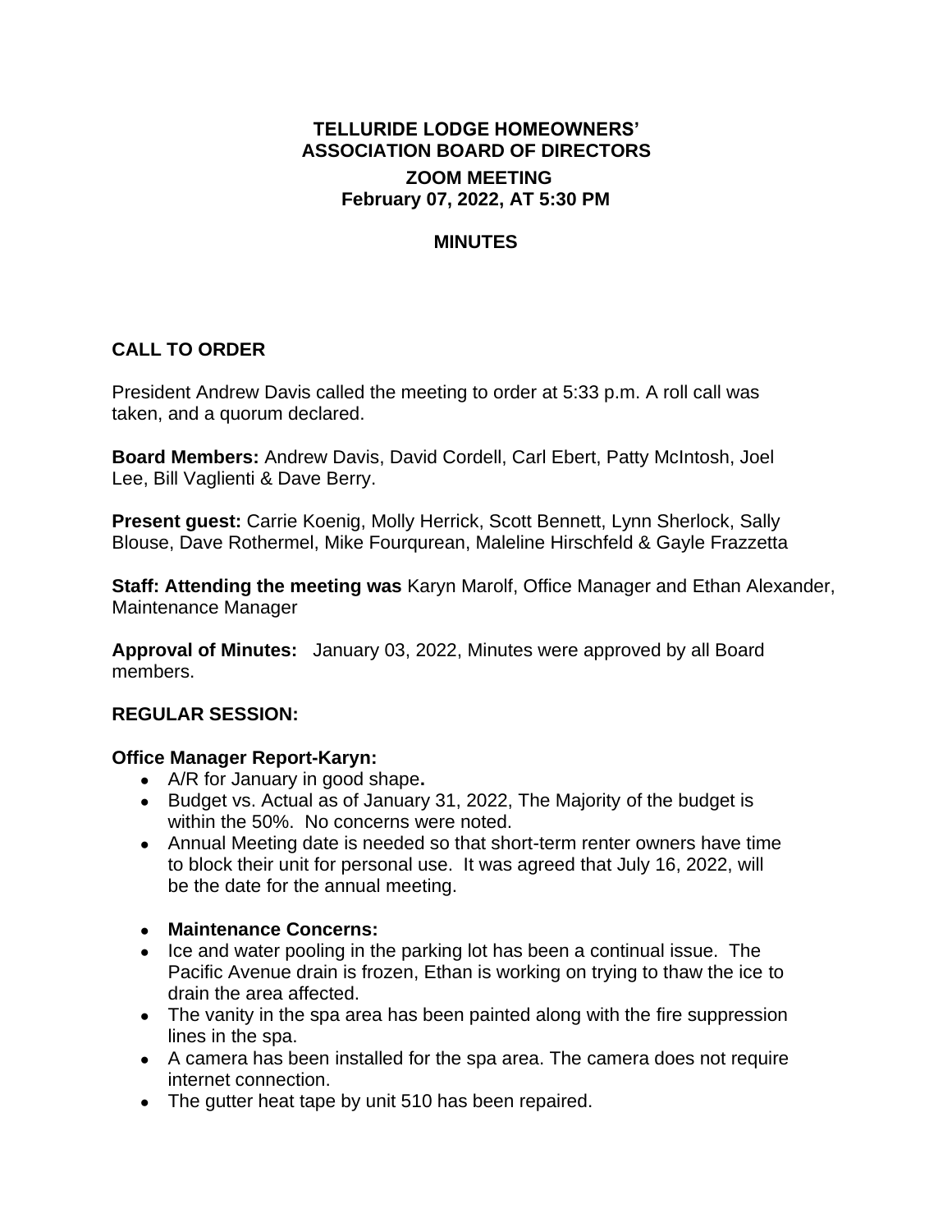# TELLURIDE LODGE HOMEOWNERS' ASSOCIATION BOARD OF DIRECTORS

## ZOOM MEETING
## February 07, 2022, AT 5:30 PM

## MINUTES

### CALL TO ORDER

President Andrew Davis called the meeting to order at 5:33 p.m. A roll call was taken, and a quorum declared.

**Board Members:** Andrew Davis, David Cordell, Carl Ebert, Patty McIntosh, Joel Lee, Bill Vaglienti & Dave Berry.

**Present guest:** Carrie Koenig, Molly Herrick, Scott Bennett, Lynn Sherlock, Sally Blouse, Dave Rothermel, Mike Fourqurean, Maleline Hirschfeld & Gayle Frazzetta

**Staff: Attending the meeting was** Karyn Marolf, Office Manager and Ethan Alexander, Maintenance Manager

**Approval of Minutes:** January 03, 2022, Minutes were approved by all Board members.

### REGULAR SESSION:

**Office Manager Report-Karyn:**

- A/R for January in good shape**.**
- Budget vs. Actual as of January 31, 2022, The Majority of the budget is within the 50%. No concerns were noted.
- Annual Meeting date is needed so that short-term renter owners have time to block their unit for personal use. It was agreed that July 16, 2022, will be the date for the annual meeting.

- **Maintenance Concerns:**
- Ice and water pooling in the parking lot has been a continual issue. The Pacific Avenue drain is frozen, Ethan is working on trying to thaw the ice to drain the area affected.
- The vanity in the spa area has been painted along with the fire suppression lines in the spa.
- A camera has been installed for the spa area. The camera does not require internet connection.
- The gutter heat tape by unit 510 has been repaired.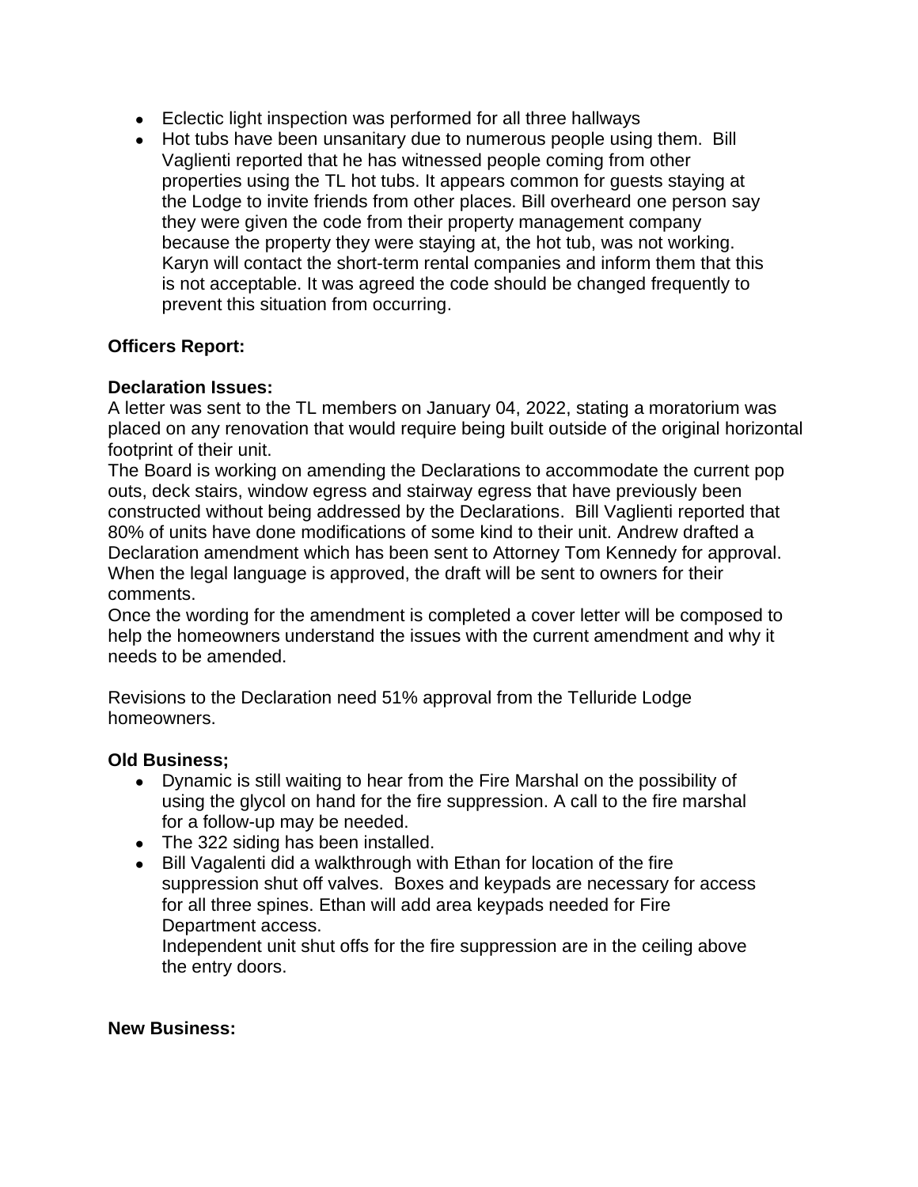- Eclectic light inspection was performed for all three hallways
- Hot tubs have been unsanitary due to numerous people using them. Bill Vaglienti reported that he has witnessed people coming from other properties using the TL hot tubs. It appears common for guests staying at the Lodge to invite friends from other places. Bill overheard one person say they were given the code from their property management company because the property they were staying at, the hot tub, was not working. Karyn will contact the short-term rental companies and inform them that this is not acceptable. It was agreed the code should be changed frequently to prevent this situation from occurring.

**Officers Report:**

**Declaration Issues:**

A letter was sent to the TL members on January 04, 2022, stating a moratorium was placed on any renovation that would require being built outside of the original horizontal footprint of their unit.

The Board is working on amending the Declarations to accommodate the current pop outs, deck stairs, window egress and stairway egress that have previously been constructed without being addressed by the Declarations. Bill Vaglienti reported that 80% of units have done modifications of some kind to their unit. Andrew drafted a Declaration amendment which has been sent to Attorney Tom Kennedy for approval. When the legal language is approved, the draft will be sent to owners for their comments.

Once the wording for the amendment is completed a cover letter will be composed to help the homeowners understand the issues with the current amendment and why it needs to be amended.

Revisions to the Declaration need 51% approval from the Telluride Lodge homeowners.

**Old Business;**

- Dynamic is still waiting to hear from the Fire Marshal on the possibility of using the glycol on hand for the fire suppression. A call to the fire marshal for a follow-up may be needed.
- The 322 siding has been installed.
- Bill Vagalenti did a walkthrough with Ethan for location of the fire suppression shut off valves. Boxes and keypads are necessary for access for all three spines. Ethan will add area keypads needed for Fire Department access.
  Independent unit shut offs for the fire suppression are in the ceiling above the entry doors.

**New Business:**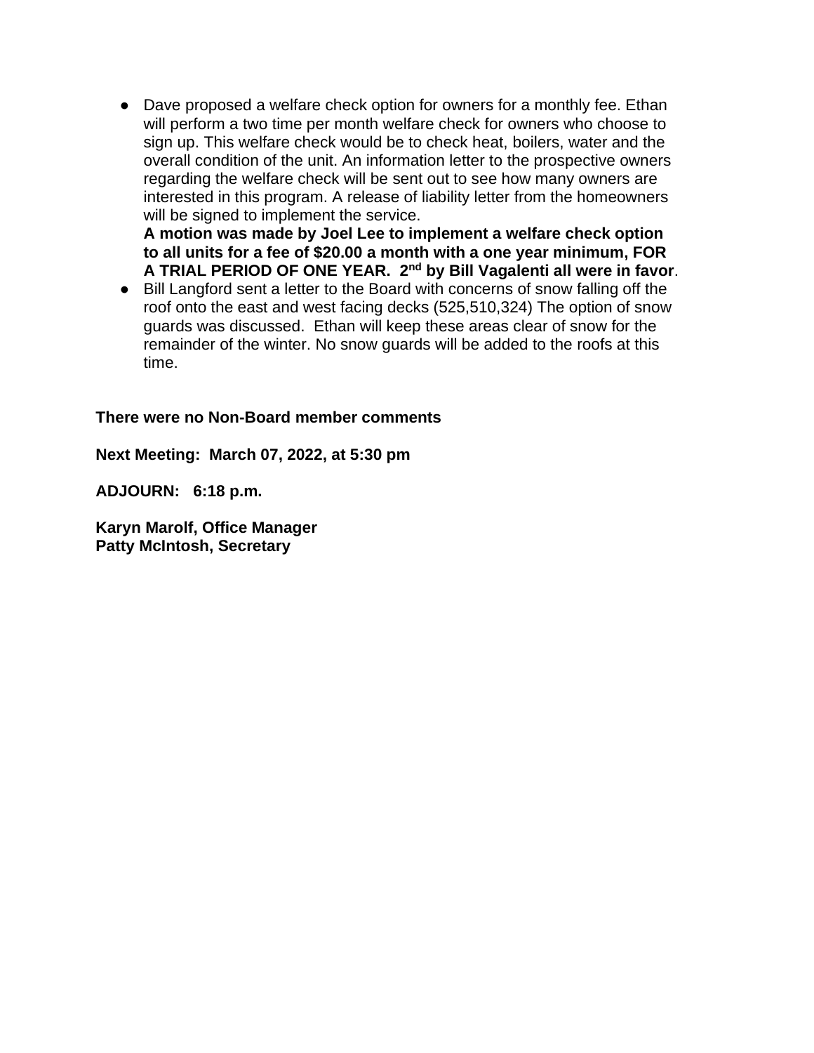- Dave proposed a welfare check option for owners for a monthly fee. Ethan will perform a two time per month welfare check for owners who choose to sign up. This welfare check would be to check heat, boilers, water and the overall condition of the unit. An information letter to the prospective owners regarding the welfare check will be sent out to see how many owners are interested in this program. A release of liability letter from the homeowners will be signed to implement the service.
  **A motion was made by Joel Lee to implement a welfare check option to all units for a fee of $20.00 a month with a one year minimum, FOR A TRIAL PERIOD OF ONE YEAR. 2nd by Bill Vagalenti all were in favor**.
- Bill Langford sent a letter to the Board with concerns of snow falling off the roof onto the east and west facing decks (525,510,324) The option of snow guards was discussed. Ethan will keep these areas clear of snow for the remainder of the winter. No snow guards will be added to the roofs at this time.

**There were no Non-Board member comments**

**Next Meeting: March 07, 2022, at 5:30 pm**

**ADJOURN: 6:18 p.m.**

**Karyn Marolf, Office Manager**
**Patty McIntosh, Secretary**